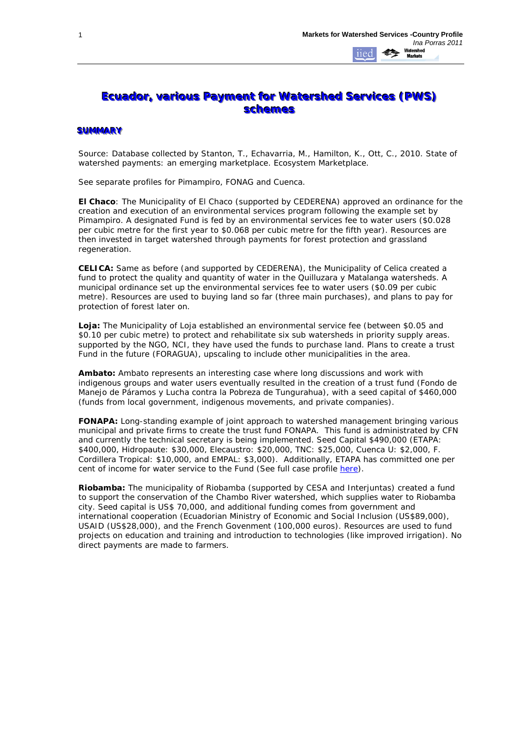# Ecuador, various Payment for Watershed Services (PWS) schemes

## SUMMARY

Source: Database collected by Stanton, T., Echavarria, M., Hamilton, K., Ott, C., 2010. State of watershed payments: an emerging marketplace. Ecosystem Marketplace.

See separate profiles for Pimampiro, FONAG and Cuenca.

**El Chaco**: The Municipality of El Chaco (supported by CEDERENA) approved an ordinance for the creation and execution of an environmental services program following the example set by Pimampiro. A designated Fund is fed by an environmental services fee to water users ($0.028 per cubic metre for the first year to $0.068 per cubic metre for the fifth year). Resources are then invested in target watershed through payments for forest protection and grassland regeneration.

**CELICA:** Same as before (and supported by CEDERENA), the Municipality of Celica created a fund to protect the quality and quantity of water in the Quilluzara y Matalanga watersheds. A municipal ordinance set up the environmental services fee to water users ($0.09 per cubic metre). Resources are used to buying land so far (three main purchases), and plans to pay for protection of forest later on.

**Loja:** The Municipality of Loja established an environmental service fee (between $0.05 and $0.10 per cubic metre) to protect and rehabilitate six sub watersheds in priority supply areas. supported by the NGO, NCI, they have used the funds to purchase land. Plans to create a trust Fund in the future (FORAGUA), upscaling to include other municipalities in the area.

**Ambato:** Ambato represents an interesting case where long discussions and work with indigenous groups and water users eventually resulted in the creation of a trust fund (Fondo de Manejo de Páramos y Lucha contra la Pobreza de Tungurahua), with a seed capital of $460,000 (funds from local government, indigenous movements, and private companies).

**FONAPA:** Long-standing example of joint approach to watershed management bringing various municipal and private firms to create the trust fund FONAPA. This fund is administrated by CFN and currently the technical secretary is being implemented. Seed Capital $490,000 (ETAPA: $400,000, Hidropaute: $30,000, Elecaustro: $20,000, TNC: $25,000, Cuenca U: $2,000, F. Cordillera Tropical: $10,000, and EMPAL: $3,000). Additionally, ETAPA has committed one per cent of income for water service to the Fund (See full case profile here).

**Riobamba:** The municipality of Riobamba (supported by CESA and Interjuntas) created a fund to support the conservation of the Chambo River watershed, which supplies water to Riobamba city. Seed capital is US$ 70,000, and additional funding comes from government and international cooperation (Ecuadorian Ministry of Economic and Social Inclusion (US$89,000), USAID (US$28,000), and the French Govenment (100,000 euros). Resources are used to fund projects on education and training and introduction to technologies (like improved irrigation). No direct payments are made to farmers.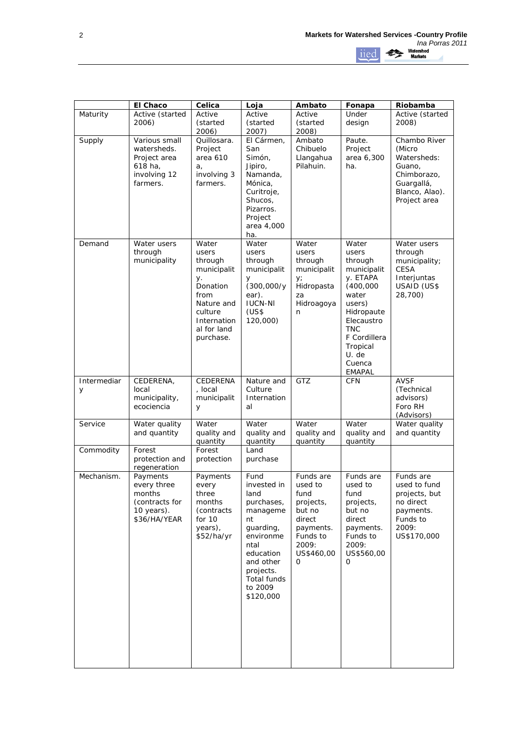| | El Chaco | Celica | Loja | Ambato | Fonapa | Riobamba |
|---|---|---|---|---|---|---|
| Maturity | Active (started 2006) | Active (started 2006) | Active (started 2007) | Active (started 2008) | Under design | Active (started 2008) |
| Supply | Various small watersheds. Project area 618 ha, involving 12 farmers. | Quillosara. Project area 610 a, involving 3 farmers. | El Cármen, San Simón, Jipiro, Namanda, Mónica, Curitroje, Shucos, Pizarros. Project area 4,000 ha. | Ambato Chibuelo Llangahua Pilahuin. | Paute. Project area 6,300 ha. | Chambo River (Micro Watersheds: Guano, Chimborazo, Guargallá, Blanco, Alao). Project area |
| Demand | Water users through municipality | Water users through municipality. Donation from Nature and culture International for land purchase. | Water users through municipality (300,000/year). IUCN-NI (US$ 120,000) | Water users through municipality; Hidropastaza Hidroagoyan | Water users through municipality. ETAPA (400,000 water users) Hidropaute Elecaustro TNC F Cordillera Tropical U. de Cuenca EMAPAL | Water users through municipality; CESA Interjuntas USAID (US$ 28,700) |
| Intermediary | CEDERENA, local municipality, ecociencia | CEDERENA, local municipality | Nature and Culture International | GTZ | CFN | AVSF (Technical advisors) Foro RH (Advisors) |
| Service | Water quality and quantity | Water quality and quantity | Water quality and quantity | Water quality and quantity | Water quality and quantity | Water quality and quantity |
| Commodity | Forest protection and regeneration | Forest protection | Land purchase | | | |
| Mechanism. | Payments every three months (contracts for 10 years). $36/HA/YEAR | Payments every three months (contracts for 10 years), $52/ha/yr | Fund invested in land purchases, management guarding, environmental education and other projects. Total funds to 2009 $120,000 | Funds are used to fund projects, but no direct payments. Funds to 2009: US$460,000 | Funds are used to fund projects, but no direct payments. Funds to 2009: US$560,000 | Funds are used to fund projects, but no direct payments. Funds to 2009: US$170,000 |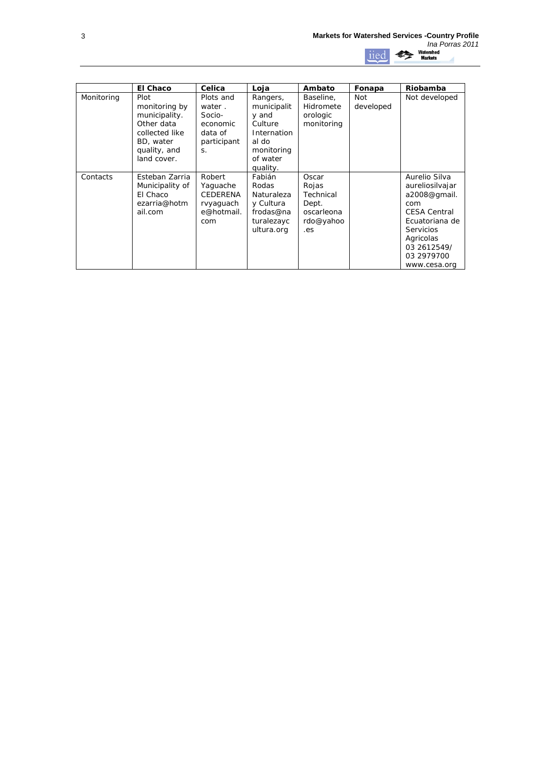| | El Chaco | Celica | Loja | Ambato | Fonapa | Riobamba |
|---|---|---|---|---|---|---|
| Monitoring | Plot monitoring by municipality. Other data collected like BD, water quality, and land cover. | Plots and water . Socio-economic data of participants. | Rangers, municipality and Culture International do monitoring of water quality. | Baseline, Hidrometeorologic monitoring | Not developed | Not developed |
| Contacts | Esteban Zarria Municipality of El Chaco ezarria@hotmail.com | Robert Yaguache CEDERENA rvyaguache@hotmail.com | Fabián Rodas Naturaleza y Cultura frodas@naturalezaycultura.org | Oscar Rojas Technical Dept. oscarleonardo@yahoo.es | | Aurelio Silva aureliosilvajara2008@gmail.com CESA Central Ecuatoriana de Servicios Agricolas 03 2612549/ 03 2979700 www.cesa.org |